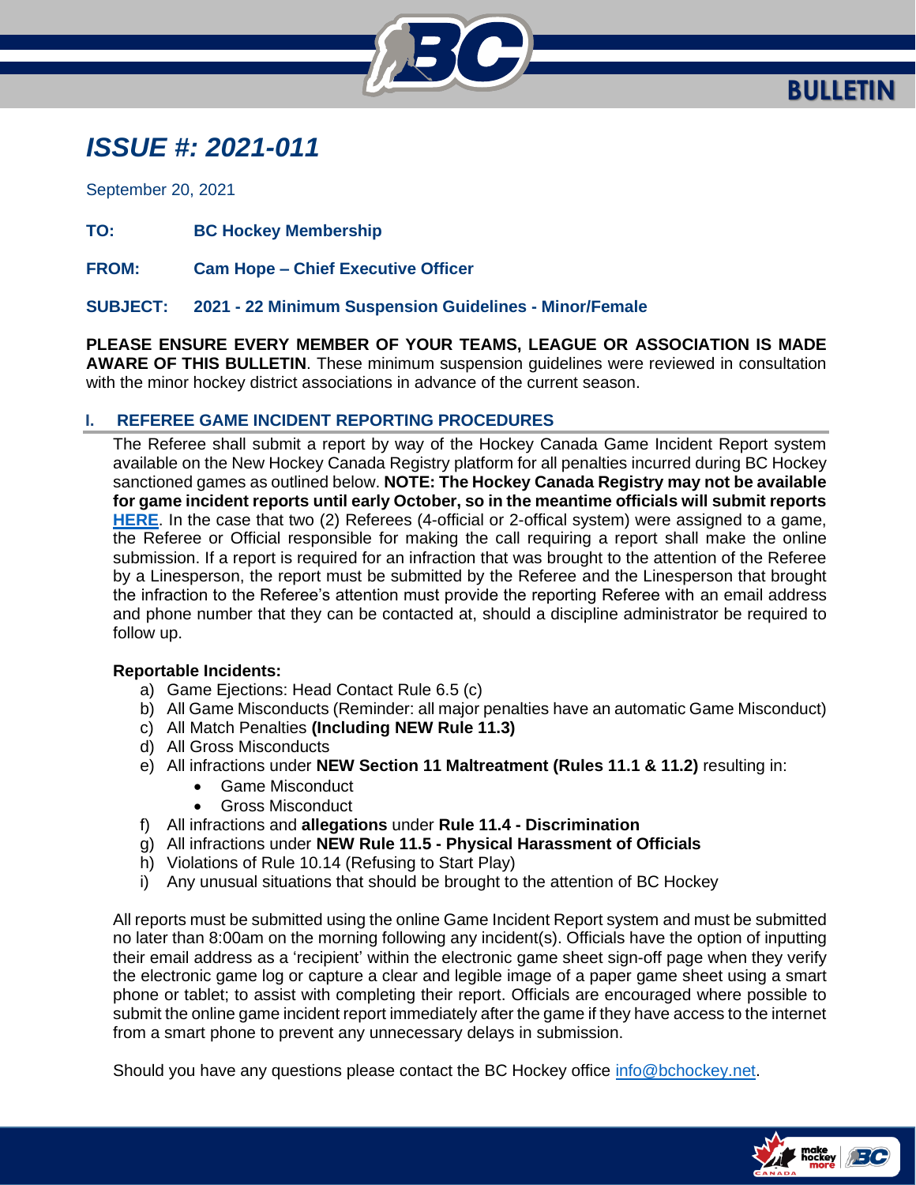BULLETIN

# ISSUE #: 2021-011

September 20, 2021

**TO:** **BC Hockey Membership**

**FROM:** **Cam Hope – Chief Executive Officer**

**SUBJECT:** **2021 - 22 Minimum Suspension Guidelines - Minor/Female**

**PLEASE ENSURE EVERY MEMBER OF YOUR TEAMS, LEAGUE OR ASSOCIATION IS MADE AWARE OF THIS BULLETIN**. These minimum suspension guidelines were reviewed in consultation with the minor hockey district associations in advance of the current season.

## I. REFEREE GAME INCIDENT REPORTING PROCEDURES

The Referee shall submit a report by way of the Hockey Canada Game Incident Report system available on the New Hockey Canada Registry platform for all penalties incurred during BC Hockey sanctioned games as outlined below. **NOTE: The Hockey Canada Registry may not be available for game incident reports until early October, so in the meantime officials will submit reports HERE**. In the case that two (2) Referees (4-official or 2-offical system) were assigned to a game, the Referee or Official responsible for making the call requiring a report shall make the online submission. If a report is required for an infraction that was brought to the attention of the Referee by a Linesperson, the report must be submitted by the Referee and the Linesperson that brought the infraction to the Referee's attention must provide the reporting Referee with an email address and phone number that they can be contacted at, should a discipline administrator be required to follow up.

**Reportable Incidents:**

a) Game Ejections: Head Contact Rule 6.5 (c)
b) All Game Misconducts (Reminder: all major penalties have an automatic Game Misconduct)
c) All Match Penalties **(Including NEW Rule 11.3)**
d) All Gross Misconducts
e) All infractions under **NEW Section 11 Maltreatment (Rules 11.1 & 11.2)** resulting in:
   - Game Misconduct
   - Gross Misconduct
f) All infractions and **allegations** under **Rule 11.4 - Discrimination**
g) All infractions under **NEW Rule 11.5 - Physical Harassment of Officials**
h) Violations of Rule 10.14 (Refusing to Start Play)
i) Any unusual situations that should be brought to the attention of BC Hockey

All reports must be submitted using the online Game Incident Report system and must be submitted no later than 8:00am on the morning following any incident(s). Officials have the option of inputting their email address as a 'recipient' within the electronic game sheet sign-off page when they verify the electronic game log or capture a clear and legible image of a paper game sheet using a smart phone or tablet; to assist with completing their report. Officials are encouraged where possible to submit the online game incident report immediately after the game if they have access to the internet from a smart phone to prevent any unnecessary delays in submission.

Should you have any questions please contact the BC Hockey office info@bchockey.net.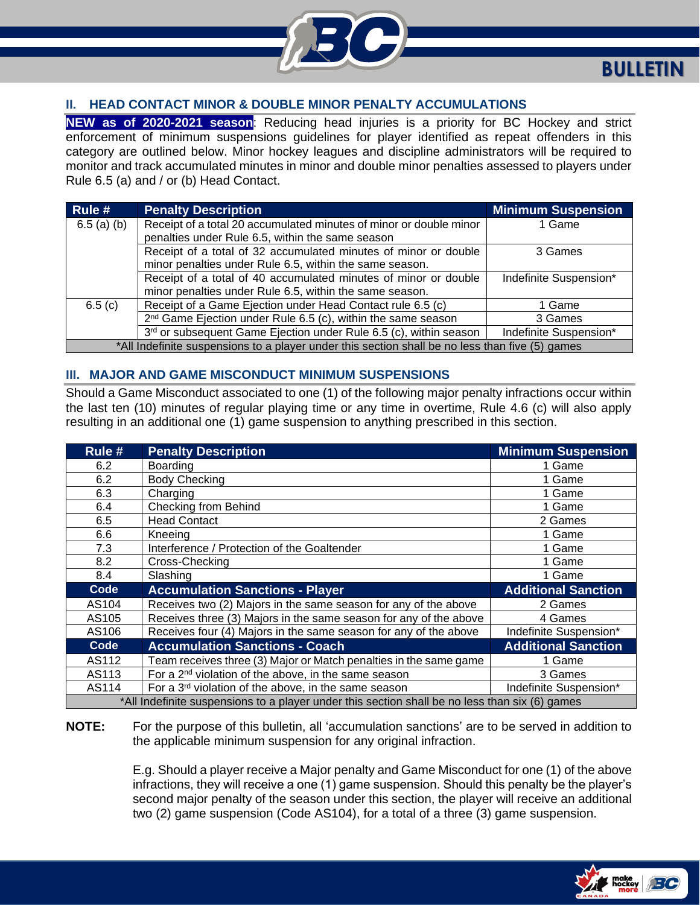## II. HEAD CONTACT MINOR & DOUBLE MINOR PENALTY ACCUMULATIONS

**NEW as of 2020-2021 season**: Reducing head injuries is a priority for BC Hockey and strict enforcement of minimum suspensions guidelines for player identified as repeat offenders in this category are outlined below. Minor hockey leagues and discipline administrators will be required to monitor and track accumulated minutes in minor and double minor penalties assessed to players under Rule 6.5 (a) and / or (b) Head Contact.

| Rule # | Penalty Description | Minimum Suspension |
|---|---|---|
| 6.5 (a) (b) | Receipt of a total 20 accumulated minutes of minor or double minor penalties under Rule 6.5, within the same season | 1 Game |
| | Receipt of a total of 32 accumulated minutes of minor or double minor penalties under Rule 6.5, within the same season. | 3 Games |
| | Receipt of a total of 40 accumulated minutes of minor or double minor penalties under Rule 6.5, within the same season. | Indefinite Suspension* |
| 6.5 (c) | Receipt of a Game Ejection under Head Contact rule 6.5 (c) | 1 Game |
| | 2nd Game Ejection under Rule 6.5 (c), within the same season | 3 Games |
| | 3rd or subsequent Game Ejection under Rule 6.5 (c), within season | Indefinite Suspension* |
| *All Indefinite suspensions to a player under this section shall be no less than five (5) games | | |

## III. MAJOR AND GAME MISCONDUCT MINIMUM SUSPENSIONS

Should a Game Misconduct associated to one (1) of the following major penalty infractions occur within the last ten (10) minutes of regular playing time or any time in overtime, Rule 4.6 (c) will also apply resulting in an additional one (1) game suspension to anything prescribed in this section.

| Rule # | Penalty Description | Minimum Suspension |
|---|---|---|
| 6.2 | Boarding | 1 Game |
| 6.2 | Body Checking | 1 Game |
| 6.3 | Charging | 1 Game |
| 6.4 | Checking from Behind | 1 Game |
| 6.5 | Head Contact | 2 Games |
| 6.6 | Kneeing | 1 Game |
| 7.3 | Interference / Protection of the Goaltender | 1 Game |
| 8.2 | Cross-Checking | 1 Game |
| 8.4 | Slashing | 1 Game |
| **Code** | **Accumulation Sanctions - Player** | **Additional Sanction** |
| AS104 | Receives two (2) Majors in the same season for any of the above | 2 Games |
| AS105 | Receives three (3) Majors in the same season for any of the above | 4 Games |
| AS106 | Receives four (4) Majors in the same season for any of the above | Indefinite Suspension* |
| **Code** | **Accumulation Sanctions - Coach** | **Additional Sanction** |
| AS112 | Team receives three (3) Major or Match penalties in the same game | 1 Game |
| AS113 | For a 2nd violation of the above, in the same season | 3 Games |
| AS114 | For a 3rd violation of the above, in the same season | Indefinite Suspension* |
| *All Indefinite suspensions to a player under this section shall be no less than six (6) games | | |

**NOTE:** For the purpose of this bulletin, all 'accumulation sanctions' are to be served in addition to the applicable minimum suspension for any original infraction.

E.g. Should a player receive a Major penalty and Game Misconduct for one (1) of the above infractions, they will receive a one (1) game suspension. Should this penalty be the player's second major penalty of the season under this section, the player will receive an additional two (2) game suspension (Code AS104), for a total of a three (3) game suspension.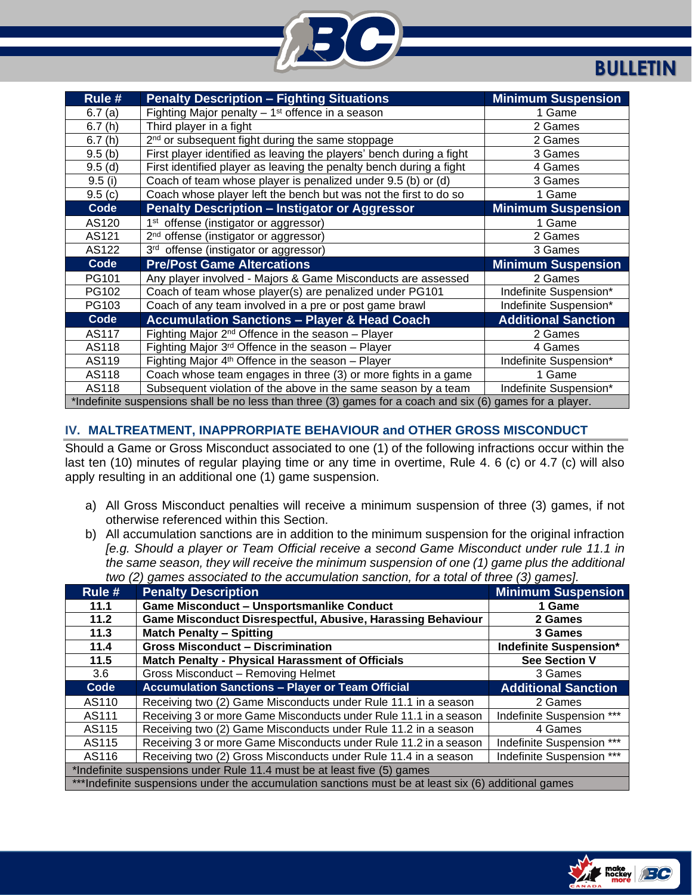| Rule # | Penalty Description – Fighting Situations | Minimum Suspension |
|---|---|---|
| 6.7 (a) | Fighting Major penalty – 1st offence in a season | 1 Game |
| 6.7 (h) | Third player in a fight | 2 Games |
| 6.7 (h) | 2nd or subsequent fight during the same stoppage | 2 Games |
| 9.5 (b) | First player identified as leaving the players' bench during a fight | 3 Games |
| 9.5 (d) | First identified player as leaving the penalty bench during a fight | 4 Games |
| 9.5 (i) | Coach of team whose player is penalized under 9.5 (b) or (d) | 3 Games |
| 9.5 (c) | Coach whose player left the bench but was not the first to do so | 1 Game |
| **Code** | **Penalty Description – Instigator or Aggressor** | **Minimum Suspension** |
| AS120 | 1st offense (instigator or aggressor) | 1 Game |
| AS121 | 2nd offense (instigator or aggressor) | 2 Games |
| AS122 | 3rd offense (instigator or aggressor) | 3 Games |
| **Code** | **Pre/Post Game Altercations** | **Minimum Suspension** |
| PG101 | Any player involved - Majors & Game Misconducts are assessed | 2 Games |
| PG102 | Coach of team whose player(s) are penalized under PG101 | Indefinite Suspension* |
| PG103 | Coach of any team involved in a pre or post game brawl | Indefinite Suspension* |
| **Code** | **Accumulation Sanctions – Player & Head Coach** | **Additional Sanction** |
| AS117 | Fighting Major 2nd Offence in the season – Player | 2 Games |
| AS118 | Fighting Major 3rd Offence in the season – Player | 4 Games |
| AS119 | Fighting Major 4th Offence in the season – Player | Indefinite Suspension* |
| AS118 | Coach whose team engages in three (3) or more fights in a game | 1 Game |
| AS118 | Subsequent violation of the above in the same season by a team | Indefinite Suspension* |
| *Indefinite suspensions shall be no less than three (3) games for a coach and six (6) games for a player. | | |

## IV. MALTREATMENT, INAPPRORPIATE BEHAVIOUR and OTHER GROSS MISCONDUCT

Should a Game or Gross Misconduct associated to one (1) of the following infractions occur within the last ten (10) minutes of regular playing time or any time in overtime, Rule 4. 6 (c) or 4.7 (c) will also apply resulting in an additional one (1) game suspension.

a) All Gross Misconduct penalties will receive a minimum suspension of three (3) games, if not otherwise referenced within this Section.

b) All accumulation sanctions are in addition to the minimum suspension for the original infraction *[e.g. Should a player or Team Official receive a second Game Misconduct under rule 11.1 in the same season, they will receive the minimum suspension of one (1) game plus the additional two (2) games associated to the accumulation sanction, for a total of three (3) games].*

| Rule # | Penalty Description | Minimum Suspension |
|---|---|---|
| **11.1** | **Game Misconduct – Unsportsmanlike Conduct** | **1 Game** |
| **11.2** | **Game Misconduct Disrespectful, Abusive, Harassing Behaviour** | **2 Games** |
| **11.3** | **Match Penalty – Spitting** | **3 Games** |
| **11.4** | **Gross Misconduct – Discrimination** | **Indefinite Suspension*** |
| **11.5** | **Match Penalty - Physical Harassment of Officials** | **See Section V** |
| 3.6 | Gross Misconduct – Removing Helmet | 3 Games |
| **Code** | **Accumulation Sanctions – Player or Team Official** | **Additional Sanction** |
| AS110 | Receiving two (2) Game Misconducts under Rule 11.1 in a season | 2 Games |
| AS111 | Receiving 3 or more Game Misconducts under Rule 11.1 in a season | Indefinite Suspension *** |
| AS115 | Receiving two (2) Game Misconducts under Rule 11.2 in a season | 4 Games |
| AS115 | Receiving 3 or more Game Misconducts under Rule 11.2 in a season | Indefinite Suspension *** |
| AS116 | Receiving two (2) Gross Misconducts under Rule 11.4 in a season | Indefinite Suspension *** |
| *Indefinite suspensions under Rule 11.4 must be at least five (5) games | | |
| ***Indefinite suspensions under the accumulation sanctions must be at least six (6) additional games | | |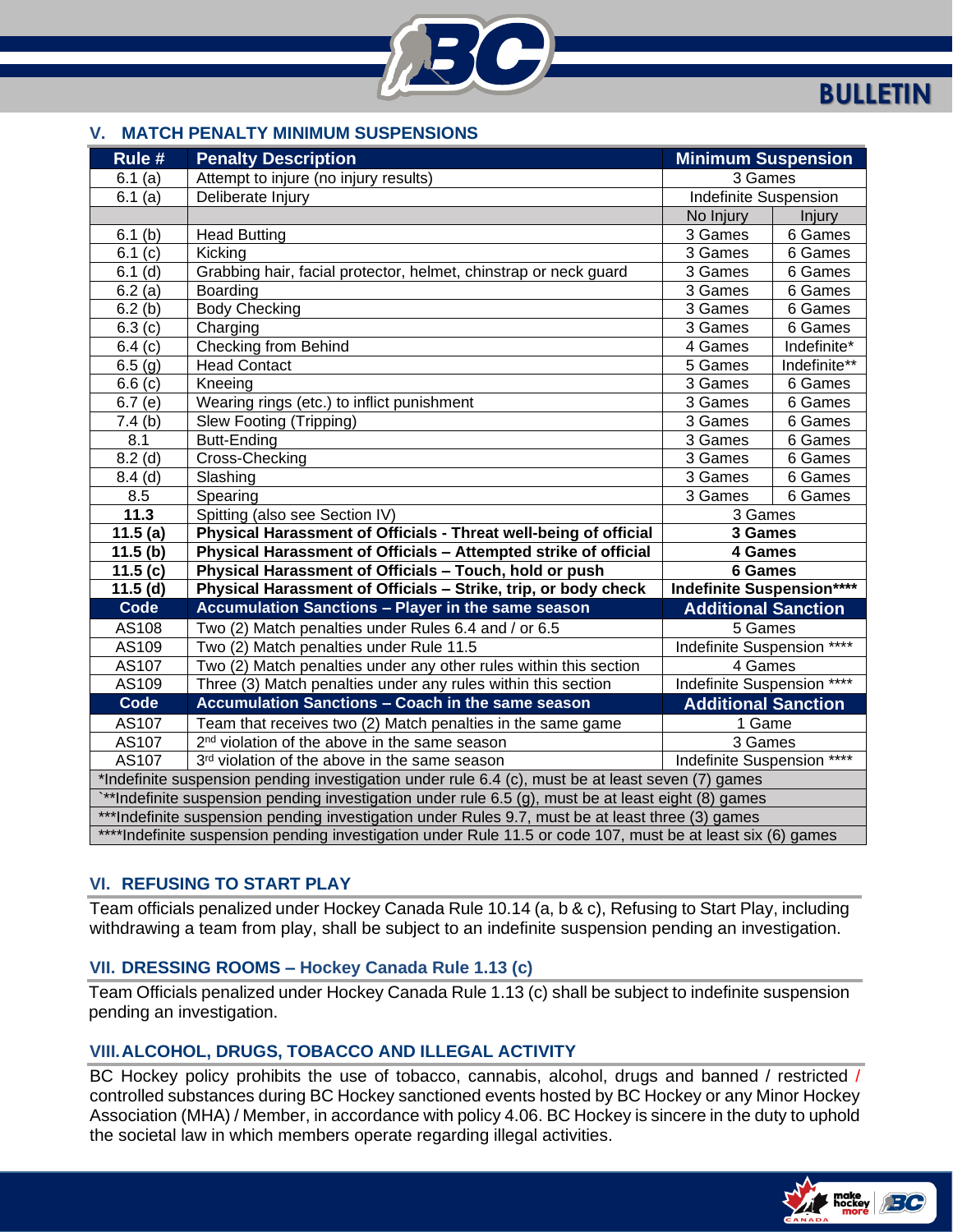## V. MATCH PENALTY MINIMUM SUSPENSIONS

| Rule # | Penalty Description | Minimum Suspension | |
|---|---|---|---|
| 6.1 (a) | Attempt to injure (no injury results) | 3 Games | |
| 6.1 (a) | Deliberate Injury | Indefinite Suspension | |
| | | No Injury | Injury |
| 6.1 (b) | Head Butting | 3 Games | 6 Games |
| 6.1 (c) | Kicking | 3 Games | 6 Games |
| 6.1 (d) | Grabbing hair, facial protector, helmet, chinstrap or neck guard | 3 Games | 6 Games |
| 6.2 (a) | Boarding | 3 Games | 6 Games |
| 6.2 (b) | Body Checking | 3 Games | 6 Games |
| 6.3 (c) | Charging | 3 Games | 6 Games |
| 6.4 (c) | Checking from Behind | 4 Games | Indefinite* |
| 6.5 (g) | Head Contact | 5 Games | Indefinite** |
| 6.6 (c) | Kneeing | 3 Games | 6 Games |
| 6.7 (e) | Wearing rings (etc.) to inflict punishment | 3 Games | 6 Games |
| 7.4 (b) | Slew Footing (Tripping) | 3 Games | 6 Games |
| 8.1 | Butt-Ending | 3 Games | 6 Games |
| 8.2 (d) | Cross-Checking | 3 Games | 6 Games |
| 8.4 (d) | Slashing | 3 Games | 6 Games |
| 8.5 | Spearing | 3 Games | 6 Games |
| **11.3** | Spitting (also see Section IV) | 3 Games | |
| **11.5 (a)** | **Physical Harassment of Officials - Threat well-being of official** | **3 Games** | |
| **11.5 (b)** | **Physical Harassment of Officials – Attempted strike of official** | **4 Games** | |
| **11.5 (c)** | **Physical Harassment of Officials – Touch, hold or push** | **6 Games** | |
| **11.5 (d)** | **Physical Harassment of Officials – Strike, trip, or body check** | **Indefinite Suspension****** | |
| **Code** | **Accumulation Sanctions – Player in the same season** | **Additional Sanction** | |
| AS108 | Two (2) Match penalties under Rules 6.4 and / or 6.5 | 5 Games | |
| AS109 | Two (2) Match penalties under Rule 11.5 | Indefinite Suspension **** | |
| AS107 | Two (2) Match penalties under any other rules within this section | 4 Games | |
| AS109 | Three (3) Match penalties under any rules within this section | Indefinite Suspension **** | |
| **Code** | **Accumulation Sanctions – Coach in the same season** | **Additional Sanction** | |
| AS107 | Team that receives two (2) Match penalties in the same game | 1 Game | |
| AS107 | 2nd violation of the above in the same season | 3 Games | |
| AS107 | 3rd violation of the above in the same season | Indefinite Suspension **** | |

*Indefinite suspension pending investigation under rule 6.4 (c), must be at least seven (7) games

`**Indefinite suspension pending investigation under rule 6.5 (g), must be at least eight (8) games

***Indefinite suspension pending investigation under Rules 9.7, must be at least three (3) games

****Indefinite suspension pending investigation under Rule 11.5 or code 107, must be at least six (6) games

## VI. REFUSING TO START PLAY

Team officials penalized under Hockey Canada Rule 10.14 (a, b & c), Refusing to Start Play, including withdrawing a team from play, shall be subject to an indefinite suspension pending an investigation.

## VII. DRESSING ROOMS – Hockey Canada Rule 1.13 (c)

Team Officials penalized under Hockey Canada Rule 1.13 (c) shall be subject to indefinite suspension pending an investigation.

## VIII. ALCOHOL, DRUGS, TOBACCO AND ILLEGAL ACTIVITY

BC Hockey policy prohibits the use of tobacco, cannabis, alcohol, drugs and banned / restricted / controlled substances during BC Hockey sanctioned events hosted by BC Hockey or any Minor Hockey Association (MHA) / Member, in accordance with policy 4.06. BC Hockey is sincere in the duty to uphold the societal law in which members operate regarding illegal activities.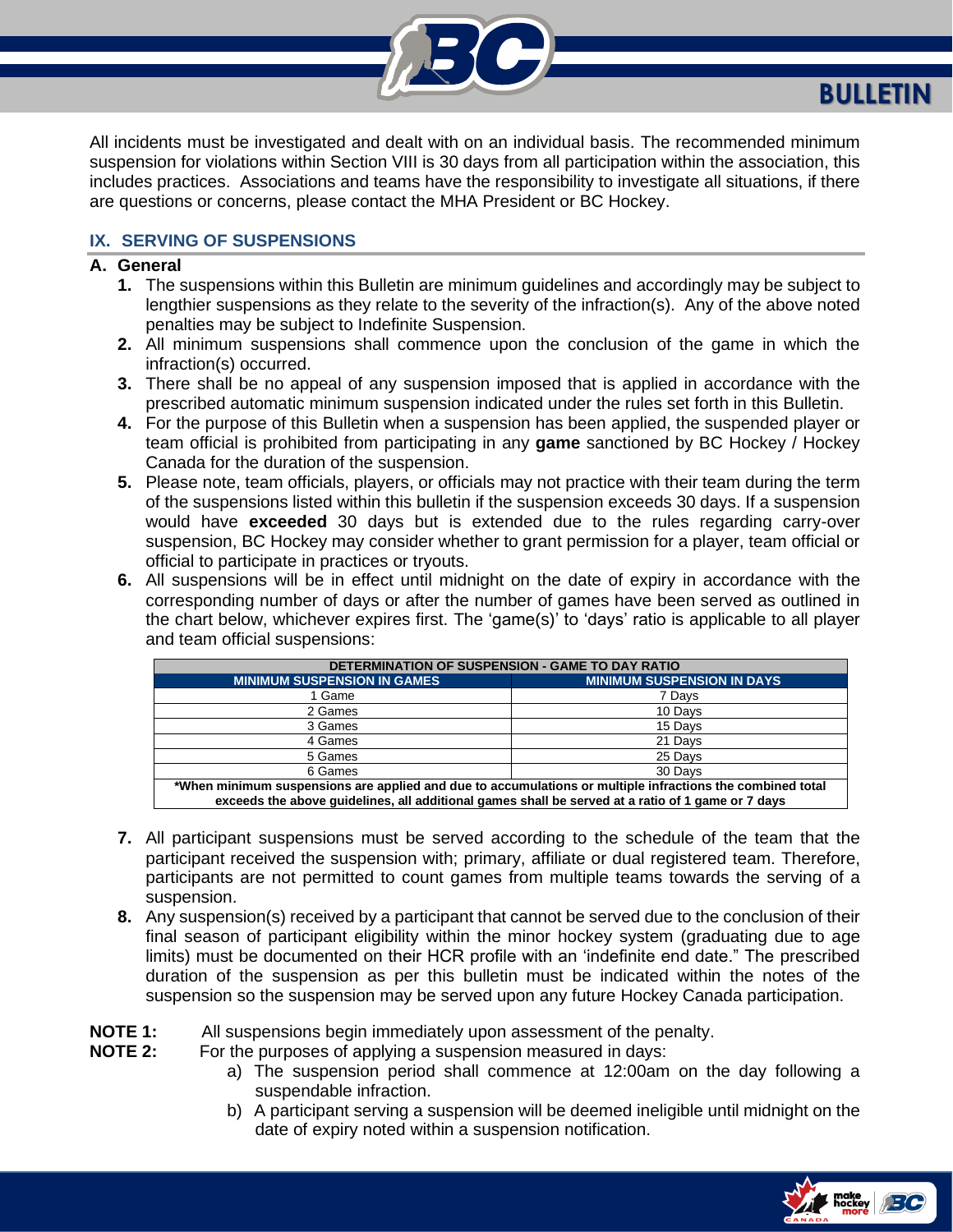All incidents must be investigated and dealt with on an individual basis. The recommended minimum suspension for violations within Section VIII is 30 days from all participation within the association, this includes practices. Associations and teams have the responsibility to investigate all situations, if there are questions or concerns, please contact the MHA President or BC Hockey.

## IX. SERVING OF SUSPENSIONS

### A. General

1. The suspensions within this Bulletin are minimum guidelines and accordingly may be subject to lengthier suspensions as they relate to the severity of the infraction(s). Any of the above noted penalties may be subject to Indefinite Suspension.
2. All minimum suspensions shall commence upon the conclusion of the game in which the infraction(s) occurred.
3. There shall be no appeal of any suspension imposed that is applied in accordance with the prescribed automatic minimum suspension indicated under the rules set forth in this Bulletin.
4. For the purpose of this Bulletin when a suspension has been applied, the suspended player or team official is prohibited from participating in any **game** sanctioned by BC Hockey / Hockey Canada for the duration of the suspension.
5. Please note, team officials, players, or officials may not practice with their team during the term of the suspensions listed within this bulletin if the suspension exceeds 30 days. If a suspension would have **exceeded** 30 days but is extended due to the rules regarding carry-over suspension, BC Hockey may consider whether to grant permission for a player, team official or official to participate in practices or tryouts.
6. All suspensions will be in effect until midnight on the date of expiry in accordance with the corresponding number of days or after the number of games have been served as outlined in the chart below, whichever expires first. The 'game(s)' to 'days' ratio is applicable to all player and team official suspensions:

| DETERMINATION OF SUSPENSION - GAME TO DAY RATIO | |
|---|---|
| **MINIMUM SUSPENSION IN GAMES** | **MINIMUM SUSPENSION IN DAYS** |
| 1 Game | 7 Days |
| 2 Games | 10 Days |
| 3 Games | 15 Days |
| 4 Games | 21 Days |
| 5 Games | 25 Days |
| 6 Games | 30 Days |
| ***When minimum suspensions are applied and due to accumulations or multiple infractions the combined total exceeds the above guidelines, all additional games shall be served at a ratio of 1 game or 7 days** | |

7. All participant suspensions must be served according to the schedule of the team that the participant received the suspension with; primary, affiliate or dual registered team. Therefore, participants are not permitted to count games from multiple teams towards the serving of a suspension.
8. Any suspension(s) received by a participant that cannot be served due to the conclusion of their final season of participant eligibility within the minor hockey system (graduating due to age limits) must be documented on their HCR profile with an 'indefinite end date." The prescribed duration of the suspension as per this bulletin must be indicated within the notes of the suspension so the suspension may be served upon any future Hockey Canada participation.

**NOTE 1:** All suspensions begin immediately upon assessment of the penalty.

**NOTE 2:** For the purposes of applying a suspension measured in days:

a) The suspension period shall commence at 12:00am on the day following a suspendable infraction.

b) A participant serving a suspension will be deemed ineligible until midnight on the date of expiry noted within a suspension notification.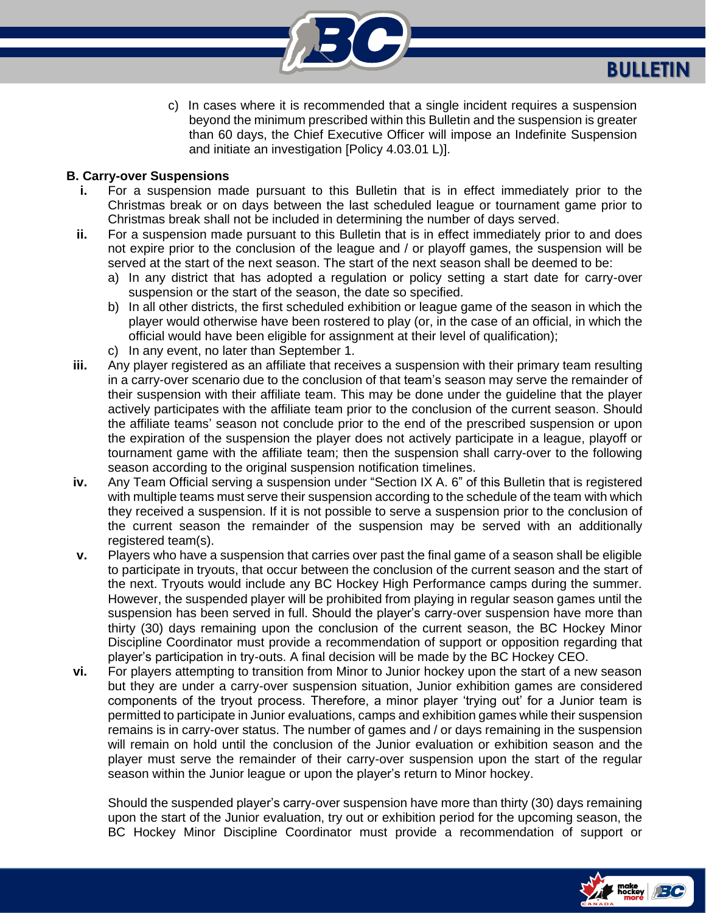c) In cases where it is recommended that a single incident requires a suspension beyond the minimum prescribed within this Bulletin and the suspension is greater than 60 days, the Chief Executive Officer will impose an Indefinite Suspension and initiate an investigation [Policy 4.03.01 L)].

**B. Carry-over Suspensions**

**i.** For a suspension made pursuant to this Bulletin that is in effect immediately prior to the Christmas break or on days between the last scheduled league or tournament game prior to Christmas break shall not be included in determining the number of days served.

**ii.** For a suspension made pursuant to this Bulletin that is in effect immediately prior to and does not expire prior to the conclusion of the league and / or playoff games, the suspension will be served at the start of the next season. The start of the next season shall be deemed to be:

a) In any district that has adopted a regulation or policy setting a start date for carry-over suspension or the start of the season, the date so specified.

b) In all other districts, the first scheduled exhibition or league game of the season in which the player would otherwise have been rostered to play (or, in the case of an official, in which the official would have been eligible for assignment at their level of qualification);

c) In any event, no later than September 1.

**iii.** Any player registered as an affiliate that receives a suspension with their primary team resulting in a carry-over scenario due to the conclusion of that team's season may serve the remainder of their suspension with their affiliate team. This may be done under the guideline that the player actively participates with the affiliate team prior to the conclusion of the current season. Should the affiliate teams' season not conclude prior to the end of the prescribed suspension or upon the expiration of the suspension the player does not actively participate in a league, playoff or tournament game with the affiliate team; then the suspension shall carry-over to the following season according to the original suspension notification timelines.

**iv.** Any Team Official serving a suspension under "Section IX A. 6" of this Bulletin that is registered with multiple teams must serve their suspension according to the schedule of the team with which they received a suspension. If it is not possible to serve a suspension prior to the conclusion of the current season the remainder of the suspension may be served with an additionally registered team(s).

**v.** Players who have a suspension that carries over past the final game of a season shall be eligible to participate in tryouts, that occur between the conclusion of the current season and the start of the next. Tryouts would include any BC Hockey High Performance camps during the summer. However, the suspended player will be prohibited from playing in regular season games until the suspension has been served in full. Should the player's carry-over suspension have more than thirty (30) days remaining upon the conclusion of the current season, the BC Hockey Minor Discipline Coordinator must provide a recommendation of support or opposition regarding that player's participation in try-outs. A final decision will be made by the BC Hockey CEO.

**vi.** For players attempting to transition from Minor to Junior hockey upon the start of a new season but they are under a carry-over suspension situation, Junior exhibition games are considered components of the tryout process. Therefore, a minor player 'trying out' for a Junior team is permitted to participate in Junior evaluations, camps and exhibition games while their suspension remains is in carry-over status. The number of games and / or days remaining in the suspension will remain on hold until the conclusion of the Junior evaluation or exhibition season and the player must serve the remainder of their carry-over suspension upon the start of the regular season within the Junior league or upon the player's return to Minor hockey.

Should the suspended player's carry-over suspension have more than thirty (30) days remaining upon the start of the Junior evaluation, try out or exhibition period for the upcoming season, the BC Hockey Minor Discipline Coordinator must provide a recommendation of support or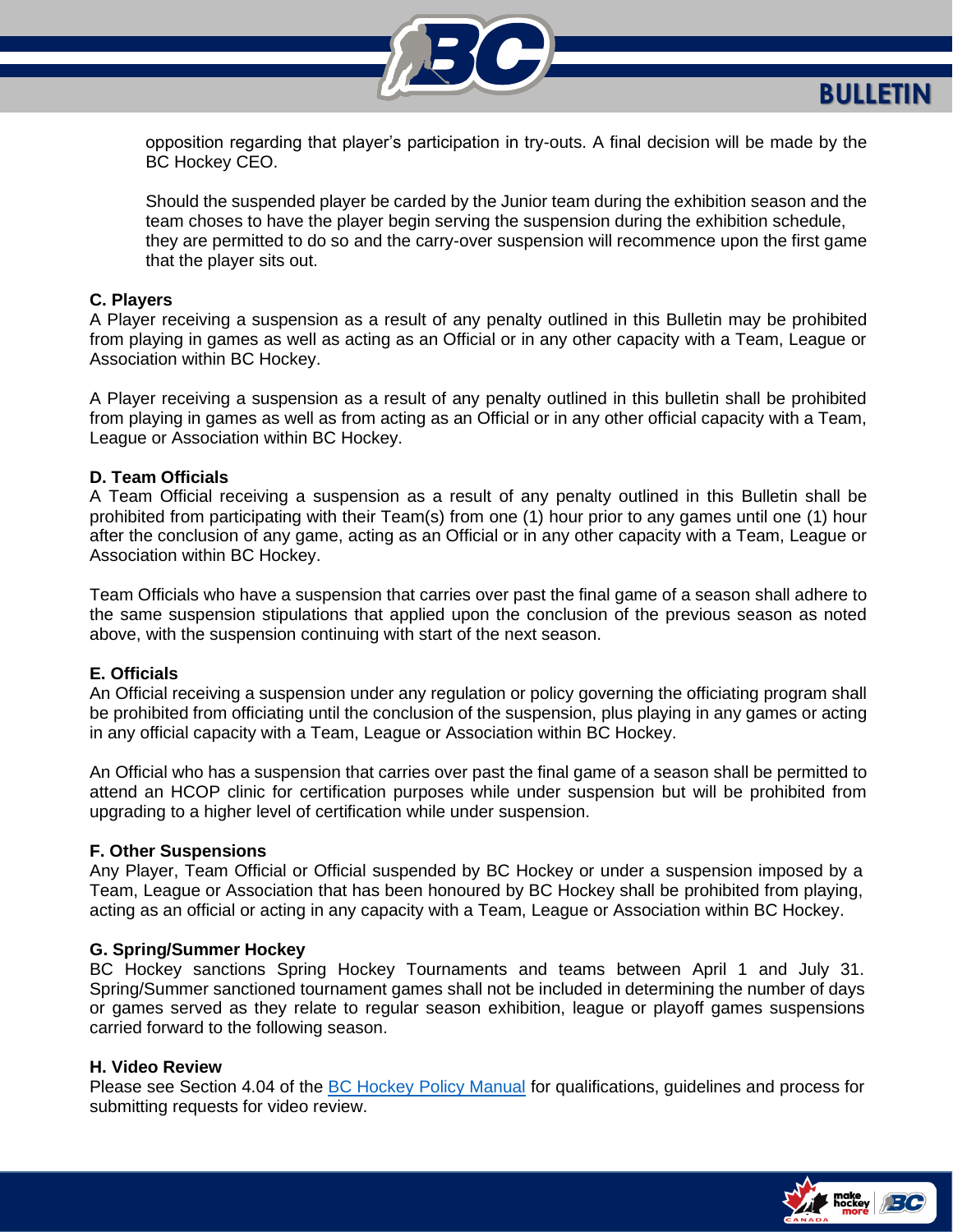opposition regarding that player's participation in try-outs. A final decision will be made by the BC Hockey CEO.

Should the suspended player be carded by the Junior team during the exhibition season and the team choses to have the player begin serving the suspension during the exhibition schedule, they are permitted to do so and the carry-over suspension will recommence upon the first game that the player sits out.

**C. Players**

A Player receiving a suspension as a result of any penalty outlined in this Bulletin may be prohibited from playing in games as well as acting as an Official or in any other capacity with a Team, League or Association within BC Hockey.

A Player receiving a suspension as a result of any penalty outlined in this bulletin shall be prohibited from playing in games as well as from acting as an Official or in any other official capacity with a Team, League or Association within BC Hockey.

**D. Team Officials**

A Team Official receiving a suspension as a result of any penalty outlined in this Bulletin shall be prohibited from participating with their Team(s) from one (1) hour prior to any games until one (1) hour after the conclusion of any game, acting as an Official or in any other capacity with a Team, League or Association within BC Hockey.

Team Officials who have a suspension that carries over past the final game of a season shall adhere to the same suspension stipulations that applied upon the conclusion of the previous season as noted above, with the suspension continuing with start of the next season.

**E. Officials**

An Official receiving a suspension under any regulation or policy governing the officiating program shall be prohibited from officiating until the conclusion of the suspension, plus playing in any games or acting in any official capacity with a Team, League or Association within BC Hockey.

An Official who has a suspension that carries over past the final game of a season shall be permitted to attend an HCOP clinic for certification purposes while under suspension but will be prohibited from upgrading to a higher level of certification while under suspension.

**F. Other Suspensions**

Any Player, Team Official or Official suspended by BC Hockey or under a suspension imposed by a Team, League or Association that has been honoured by BC Hockey shall be prohibited from playing, acting as an official or acting in any capacity with a Team, League or Association within BC Hockey.

**G. Spring/Summer Hockey**

BC Hockey sanctions Spring Hockey Tournaments and teams between April 1 and July 31. Spring/Summer sanctioned tournament games shall not be included in determining the number of days or games served as they relate to regular season exhibition, league or playoff games suspensions carried forward to the following season.

**H. Video Review**

Please see Section 4.04 of the BC Hockey Policy Manual for qualifications, guidelines and process for submitting requests for video review.